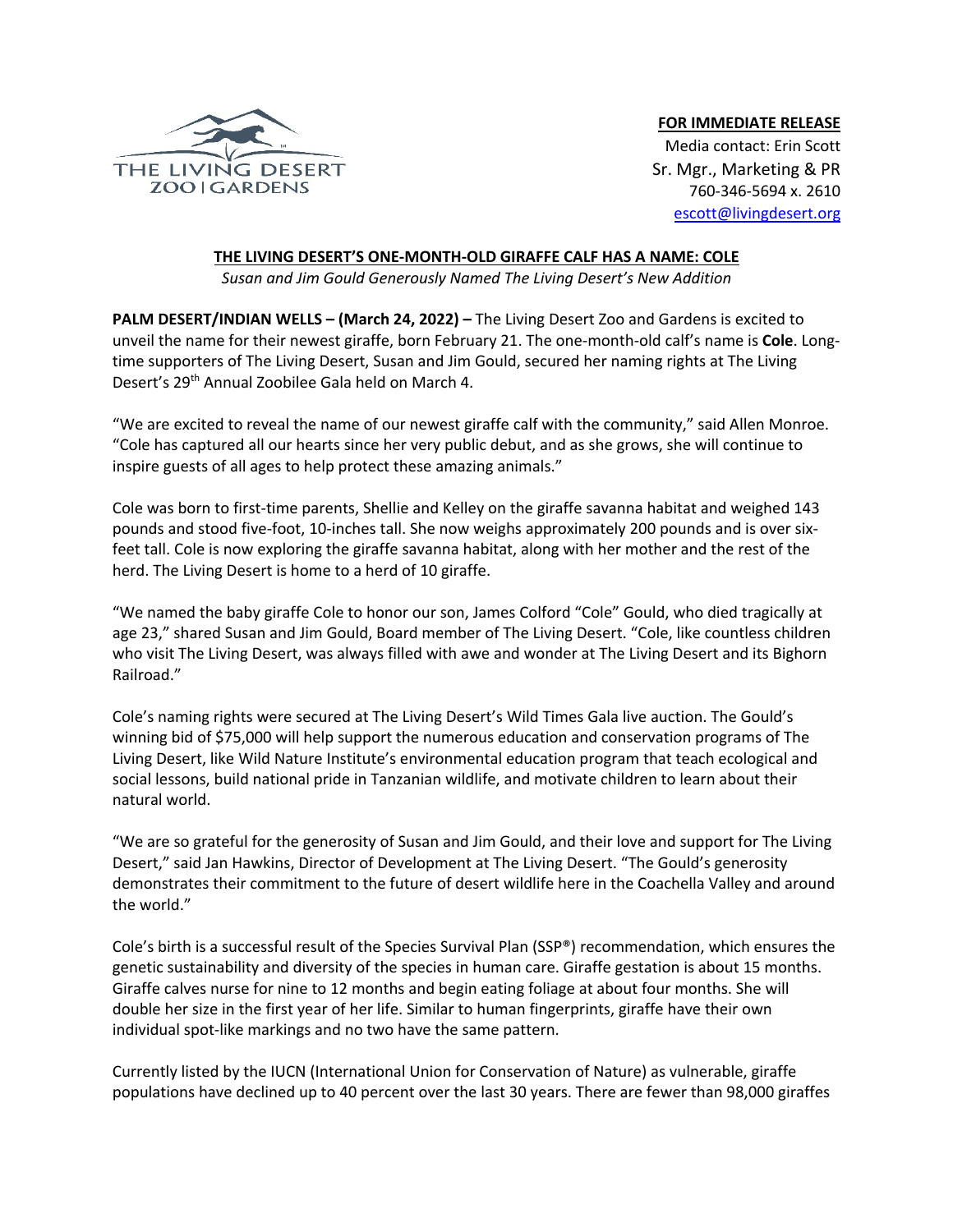THE LIVING DESERT
ZOO | GARDENS

**FOR IMMEDIATE RELEASE**
Media contact: Erin Scott
Sr. Mgr., Marketing & PR
760-346-5694 x. 2610
escott@livingdesert.org

## THE LIVING DESERT'S ONE-MONTH-OLD GIRAFFE CALF HAS A NAME: COLE

*Susan and Jim Gould Generously Named The Living Desert's New Addition*

**PALM DESERT/INDIAN WELLS – (March 24, 2022) –** The Living Desert Zoo and Gardens is excited to unveil the name for their newest giraffe, born February 21. The one-month-old calf's name is **Cole**. Long-time supporters of The Living Desert, Susan and Jim Gould, secured her naming rights at The Living Desert's 29th Annual Zoobilee Gala held on March 4.

"We are excited to reveal the name of our newest giraffe calf with the community," said Allen Monroe. "Cole has captured all our hearts since her very public debut, and as she grows, she will continue to inspire guests of all ages to help protect these amazing animals."

Cole was born to first-time parents, Shellie and Kelley on the giraffe savanna habitat and weighed 143 pounds and stood five-foot, 10-inches tall. She now weighs approximately 200 pounds and is over six-feet tall. Cole is now exploring the giraffe savanna habitat, along with her mother and the rest of the herd. The Living Desert is home to a herd of 10 giraffe.

"We named the baby giraffe Cole to honor our son, James Colford "Cole" Gould, who died tragically at age 23," shared Susan and Jim Gould, Board member of The Living Desert. "Cole, like countless children who visit The Living Desert, was always filled with awe and wonder at The Living Desert and its Bighorn Railroad."

Cole's naming rights were secured at The Living Desert's Wild Times Gala live auction. The Gould's winning bid of $75,000 will help support the numerous education and conservation programs of The Living Desert, like Wild Nature Institute's environmental education program that teach ecological and social lessons, build national pride in Tanzanian wildlife, and motivate children to learn about their natural world.

"We are so grateful for the generosity of Susan and Jim Gould, and their love and support for The Living Desert," said Jan Hawkins, Director of Development at The Living Desert. "The Gould's generosity demonstrates their commitment to the future of desert wildlife here in the Coachella Valley and around the world."

Cole's birth is a successful result of the Species Survival Plan (SSP®) recommendation, which ensures the genetic sustainability and diversity of the species in human care. Giraffe gestation is about 15 months. Giraffe calves nurse for nine to 12 months and begin eating foliage at about four months. She will double her size in the first year of her life. Similar to human fingerprints, giraffe have their own individual spot-like markings and no two have the same pattern.

Currently listed by the IUCN (International Union for Conservation of Nature) as vulnerable, giraffe populations have declined up to 40 percent over the last 30 years. There are fewer than 98,000 giraffes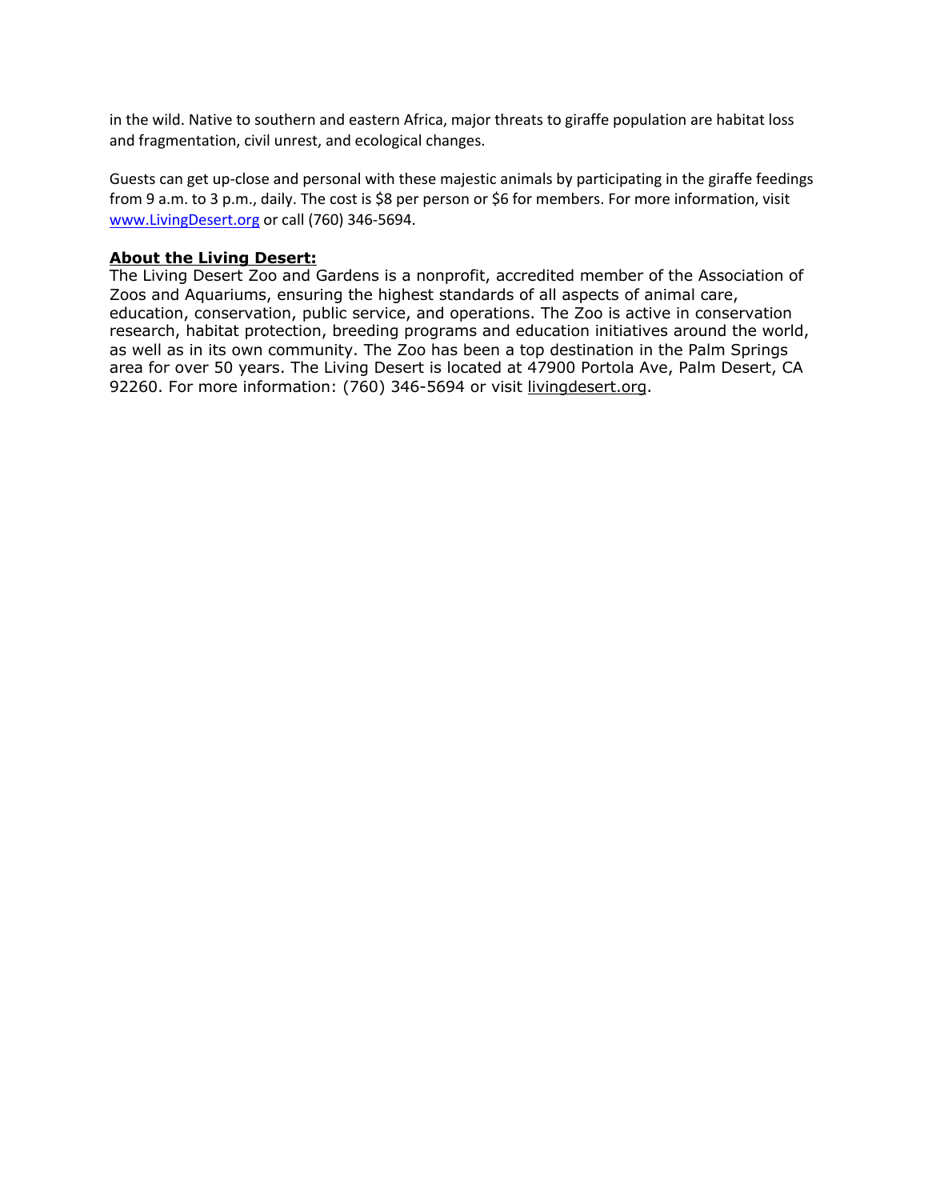in the wild. Native to southern and eastern Africa, major threats to giraffe population are habitat loss and fragmentation, civil unrest, and ecological changes.

Guests can get up-close and personal with these majestic animals by participating in the giraffe feedings from 9 a.m. to 3 p.m., daily. The cost is $8 per person or $6 for members. For more information, visit www.LivingDesert.org or call (760) 346-5694.

**About the Living Desert:**

The Living Desert Zoo and Gardens is a nonprofit, accredited member of the Association of Zoos and Aquariums, ensuring the highest standards of all aspects of animal care, education, conservation, public service, and operations. The Zoo is active in conservation research, habitat protection, breeding programs and education initiatives around the world, as well as in its own community. The Zoo has been a top destination in the Palm Springs area for over 50 years. The Living Desert is located at 47900 Portola Ave, Palm Desert, CA 92260. For more information: (760) 346-5694 or visit livingdesert.org.